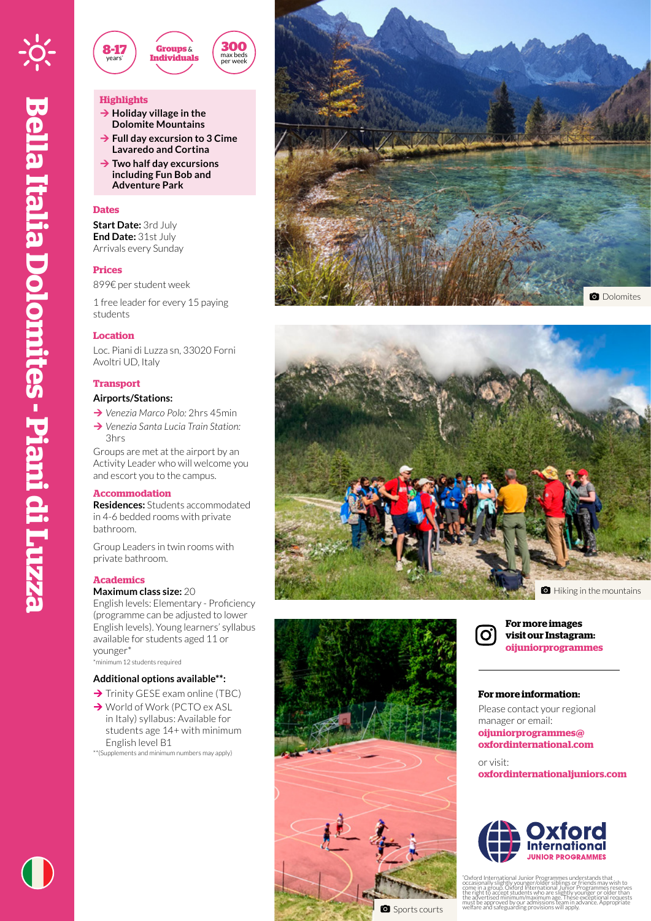# Bella Italia Dolomites - Piani di Luzza

**8-17** years*

**Groups** & **Individuals**

**300** max beds per week

## Highlights

- **Holiday village in the Dolomite Mountains**
- **Full day excursion to 3 Cime Lavaredo and Cortina**
- **Two half day excursions including Fun Bob and Adventure Park**

## Dates

**Start Date:** 3rd July
**End Date:** 31st July
Arrivals every Sunday

## Prices

899€ per student week

1 free leader for every 15 paying students

## Location

Loc. Piani di Luzza sn, 33020 Forni Avoltri UD, Italy

## Transport

**Airports/Stations:**

- *Venezia Marco Polo:* 2hrs 45min
- *Venezia Santa Lucia Train Station:* 3hrs

Groups are met at the airport by an Activity Leader who will welcome you and escort you to the campus.

## Accommodation

**Residences:** Students accommodated in 4-6 bedded rooms with private bathroom.

Group Leaders in twin rooms with private bathroom.

## Academics

**Maximum class size:** 20
English levels: Elementary - Proficiency (programme can be adjusted to lower English levels). Young learners' syllabus available for students aged 11 or younger*
*minimum 12 students required

**Additional options available**:**

- Trinity GESE exam online (TBC)
- World of Work (PCTO ex ASL in Italy) syllabus: Available for students age 14+ with minimum English level B1

**(Supplements and minimum numbers may apply)

Dolomites

Hiking in the mountains

Sports courts

**For more images visit our Instagram: oijuniorprogrammes**

**For more information:**

Please contact your regional manager or email:
**oijuniorprogrammes@oxfordinternational.com**

or visit:
**oxfordinternationaljuniors.com**

Oxford International JUNIOR PROGRAMMES

*Oxford International Junior Programmes understands that occasionally slightly younger/older siblings or friends may wish to come in a group. Oxford International Junior Programmes reserves the right to accept students who are slightly younger or older than the advertised minimum/maximum age. These exceptional requests must be approved by our admissions team in advance. Appropriate welfare and safeguarding provisions will apply.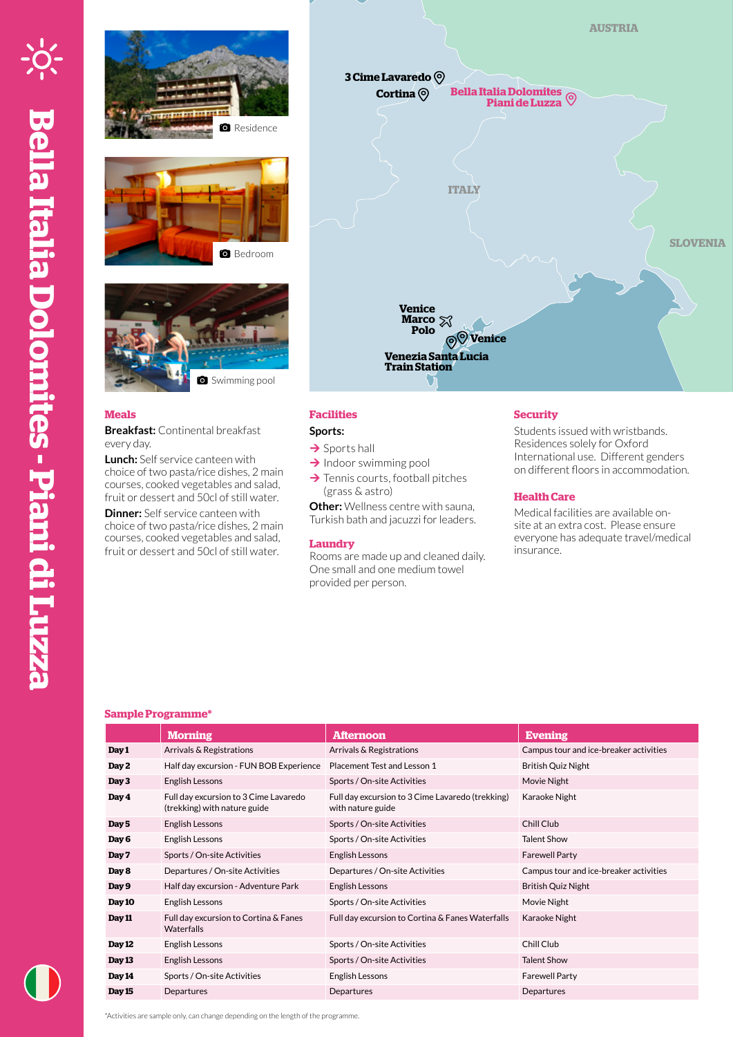# Bella Italia Dolomites - Piani di Luzza

Residence

Bedroom

Swimming pool

AUSTRIA

3 Cime Lavaredo

Cortina

Bella Italia Dolomites Piani de Luzza

ITALY

SLOVENIA

Venice Marco Polo

Venice

Venezia Santa Lucia Train Station

### Meals

**Breakfast:** Continental breakfast every day.

**Lunch:** Self service canteen with choice of two pasta/rice dishes, 2 main courses, cooked vegetables and salad, fruit or dessert and 50cl of still water.

**Dinner:** Self service canteen with choice of two pasta/rice dishes, 2 main courses, cooked vegetables and salad, fruit or dessert and 50cl of still water.

### Facilities

**Sports:**

- Sports hall
- Indoor swimming pool
- Tennis courts, football pitches (grass & astro)

**Other:** Wellness centre with sauna, Turkish bath and jacuzzi for leaders.

### Laundry

Rooms are made up and cleaned daily. One small and one medium towel provided per person.

### Security

Students issued with wristbands. Residences solely for Oxford International use. Different genders on different floors in accommodation.

### Health Care

Medical facilities are available on-site at an extra cost. Please ensure everyone has adequate travel/medical insurance.

### Sample Programme*

| | Morning | Afternoon | Evening |
|---|---|---|---|
| **Day 1** | Arrivals & Registrations | Arrivals & Registrations | Campus tour and ice-breaker activities |
| **Day 2** | Half day excursion - FUN BOB Experience | Placement Test and Lesson 1 | British Quiz Night |
| **Day 3** | English Lessons | Sports / On-site Activities | Movie Night |
| **Day 4** | Full day excursion to 3 Cime Lavaredo (trekking) with nature guide | Full day excursion to 3 Cime Lavaredo (trekking) with nature guide | Karaoke Night |
| **Day 5** | English Lessons | Sports / On-site Activities | Chill Club |
| **Day 6** | English Lessons | Sports / On-site Activities | Talent Show |
| **Day 7** | Sports / On-site Activities | English Lessons | Farewell Party |
| **Day 8** | Departures / On-site Activities | Departures / On-site Activities | Campus tour and ice-breaker activities |
| **Day 9** | Half day excursion - Adventure Park | English Lessons | British Quiz Night |
| **Day 10** | English Lessons | Sports / On-site Activities | Movie Night |
| **Day 11** | Full day excursion to Cortina & Fanes Waterfalls | Full day excursion to Cortina & Fanes Waterfalls | Karaoke Night |
| **Day 12** | English Lessons | Sports / On-site Activities | Chill Club |
| **Day 13** | English Lessons | Sports / On-site Activities | Talent Show |
| **Day 14** | Sports / On-site Activities | English Lessons | Farewell Party |
| **Day 15** | Departures | Departures | Departures |

*Activities are sample only, can change depending on the length of the programme.